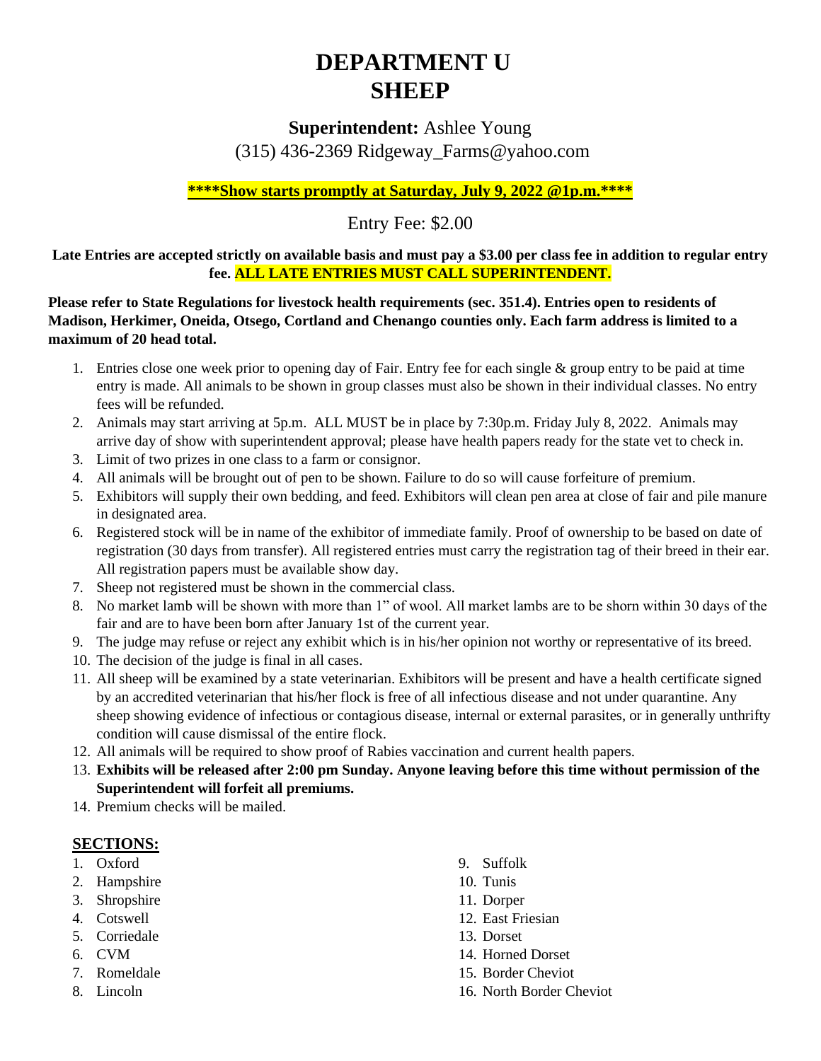# DEPARTMENT U
# SHEEP

**Superintendent:** Ashlee Young
(315) 436-2369 Ridgeway_Farms@yahoo.com

**\*\*\*\*Show starts promptly at Saturday, July 9, 2022 @1p.m.\*\*\*\***

Entry Fee: $2.00

**Late Entries are accepted strictly on available basis and must pay a $3.00 per class fee in addition to regular entry fee. ALL LATE ENTRIES MUST CALL SUPERINTENDENT.**

**Please refer to State Regulations for livestock health requirements (sec. 351.4). Entries open to residents of Madison, Herkimer, Oneida, Otsego, Cortland and Chenango counties only. Each farm address is limited to a maximum of 20 head total.**

1. Entries close one week prior to opening day of Fair. Entry fee for each single & group entry to be paid at time entry is made. All animals to be shown in group classes must also be shown in their individual classes. No entry fees will be refunded.
2. Animals may start arriving at 5p.m. ALL MUST be in place by 7:30p.m. Friday July 8, 2022. Animals may arrive day of show with superintendent approval; please have health papers ready for the state vet to check in.
3. Limit of two prizes in one class to a farm or consignor.
4. All animals will be brought out of pen to be shown. Failure to do so will cause forfeiture of premium.
5. Exhibitors will supply their own bedding, and feed. Exhibitors will clean pen area at close of fair and pile manure in designated area.
6. Registered stock will be in name of the exhibitor of immediate family. Proof of ownership to be based on date of registration (30 days from transfer). All registered entries must carry the registration tag of their breed in their ear. All registration papers must be available show day.
7. Sheep not registered must be shown in the commercial class.
8. No market lamb will be shown with more than 1" of wool. All market lambs are to be shorn within 30 days of the fair and are to have been born after January 1st of the current year.
9. The judge may refuse or reject any exhibit which is in his/her opinion not worthy or representative of its breed.
10. The decision of the judge is final in all cases.
11. All sheep will be examined by a state veterinarian. Exhibitors will be present and have a health certificate signed by an accredited veterinarian that his/her flock is free of all infectious disease and not under quarantine. Any sheep showing evidence of infectious or contagious disease, internal or external parasites, or in generally unthrifty condition will cause dismissal of the entire flock.
12. All animals will be required to show proof of Rabies vaccination and current health papers.
13. **Exhibits will be released after 2:00 pm Sunday. Anyone leaving before this time without permission of the Superintendent will forfeit all premiums.**
14. Premium checks will be mailed.

## SECTIONS:

1. Oxford
2. Hampshire
3. Shropshire
4. Cotswell
5. Corriedale
6. CVM
7. Romeldale
8. Lincoln
9. Suffolk
10. Tunis
11. Dorper
12. East Friesian
13. Dorset
14. Horned Dorset
15. Border Cheviot
16. North Border Cheviot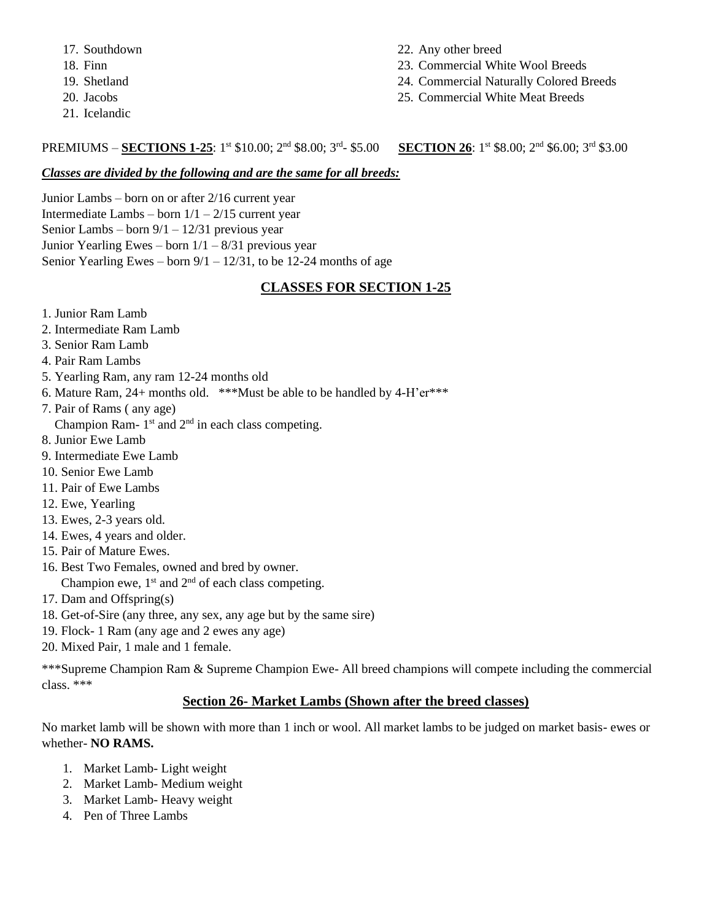17. Southdown
18. Finn
19. Shetland
20. Jacobs
21. Icelandic
22. Any other breed
23. Commercial White Wool Breeds
24. Commercial Naturally Colored Breeds
25. Commercial White Meat Breeds

PREMIUMS – **SECTIONS 1-25**: 1st $10.00; 2nd $8.00; 3rd- $5.00 **SECTION 26**: 1st $8.00; 2nd $6.00; 3rd $3.00

***Classes are divided by the following and are the same for all breeds:***

Junior Lambs – born on or after 2/16 current year
Intermediate Lambs – born 1/1 – 2/15 current year
Senior Lambs – born 9/1 – 12/31 previous year
Junior Yearling Ewes – born 1/1 – 8/31 previous year
Senior Yearling Ewes – born 9/1 – 12/31, to be 12-24 months of age

## CLASSES FOR SECTION 1-25

1. Junior Ram Lamb
2. Intermediate Ram Lamb
3. Senior Ram Lamb
4. Pair Ram Lambs
5. Yearling Ram, any ram 12-24 months old
6. Mature Ram, 24+ months old. ***Must be able to be handled by 4-H'er***
7. Pair of Rams ( any age)
   Champion Ram- 1st and 2nd in each class competing.
8. Junior Ewe Lamb
9. Intermediate Ewe Lamb
10. Senior Ewe Lamb
11. Pair of Ewe Lambs
12. Ewe, Yearling
13. Ewes, 2-3 years old.
14. Ewes, 4 years and older.
15. Pair of Mature Ewes.
16. Best Two Females, owned and bred by owner.
    Champion ewe, 1st and 2nd of each class competing.
17. Dam and Offspring(s)
18. Get-of-Sire (any three, any sex, any age but by the same sire)
19. Flock- 1 Ram (any age and 2 ewes any age)
20. Mixed Pair, 1 male and 1 female.

***Supreme Champion Ram & Supreme Champion Ewe- All breed champions will compete including the commercial class. ***

## Section 26- Market Lambs (Shown after the breed classes)

No market lamb will be shown with more than 1 inch or wool. All market lambs to be judged on market basis- ewes or whether- **NO RAMS.**

1. Market Lamb- Light weight
2. Market Lamb- Medium weight
3. Market Lamb- Heavy weight
4. Pen of Three Lambs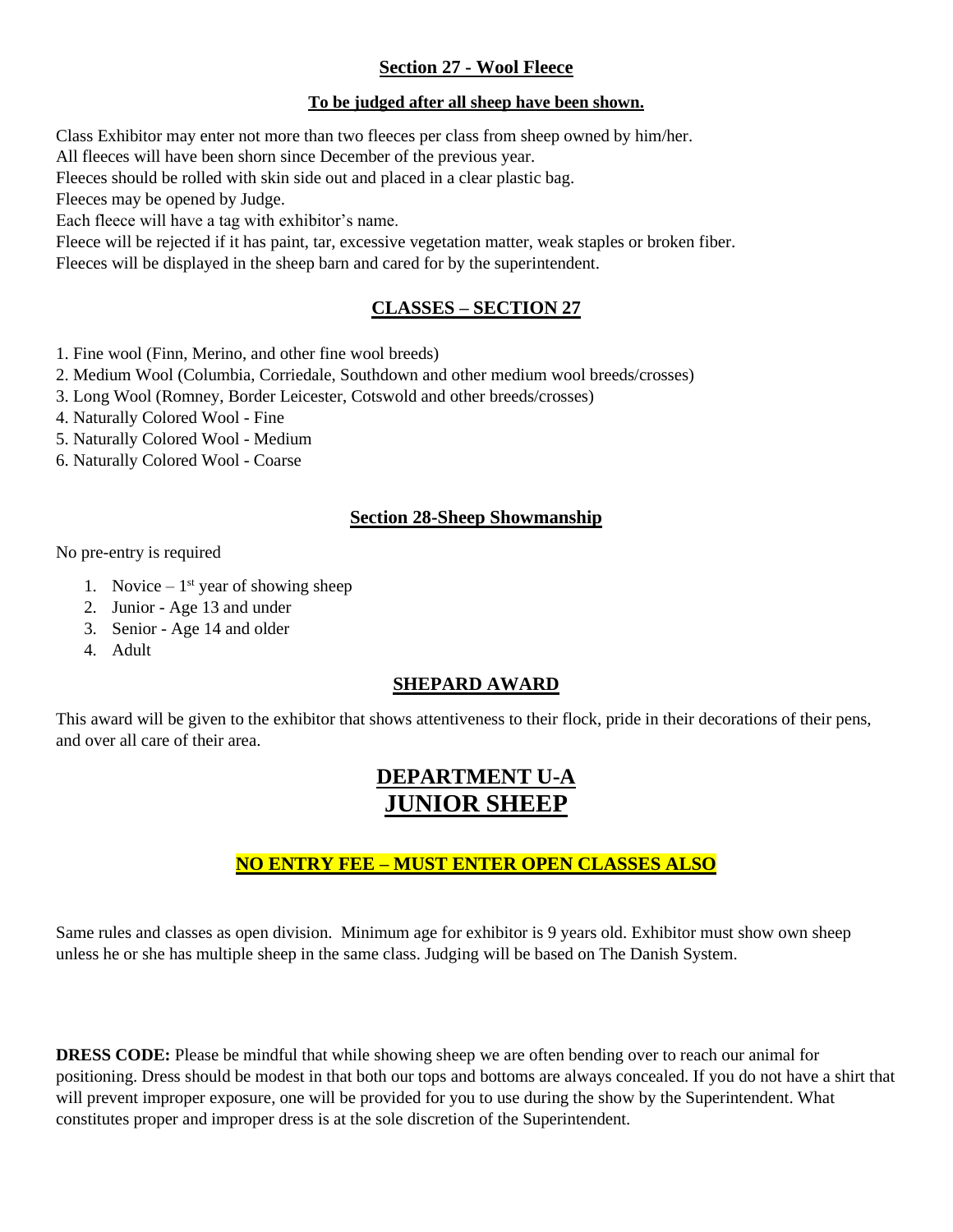## Section 27 - Wool Fleece

**To be judged after all sheep have been shown.**

Class Exhibitor may enter not more than two fleeces per class from sheep owned by him/her.
All fleeces will have been shorn since December of the previous year.
Fleeces should be rolled with skin side out and placed in a clear plastic bag.
Fleeces may be opened by Judge.
Each fleece will have a tag with exhibitor's name.
Fleece will be rejected if it has paint, tar, excessive vegetation matter, weak staples or broken fiber.
Fleeces will be displayed in the sheep barn and cared for by the superintendent.

## CLASSES – SECTION 27

1. Fine wool (Finn, Merino, and other fine wool breeds)
2. Medium Wool (Columbia, Corriedale, Southdown and other medium wool breeds/crosses)
3. Long Wool (Romney, Border Leicester, Cotswold and other breeds/crosses)
4. Naturally Colored Wool - Fine
5. Naturally Colored Wool - Medium
6. Naturally Colored Wool - Coarse

## Section 28-Sheep Showmanship

No pre-entry is required

1. Novice – 1st year of showing sheep
2. Junior - Age 13 and under
3. Senior - Age 14 and older
4. Adult

## SHEPARD AWARD

This award will be given to the exhibitor that shows attentiveness to their flock, pride in their decorations of their pens, and over all care of their area.

# DEPARTMENT U-A
# JUNIOR SHEEP

**NO ENTRY FEE – MUST ENTER OPEN CLASSES ALSO**

Same rules and classes as open division. Minimum age for exhibitor is 9 years old. Exhibitor must show own sheep unless he or she has multiple sheep in the same class. Judging will be based on The Danish System.

**DRESS CODE:** Please be mindful that while showing sheep we are often bending over to reach our animal for positioning. Dress should be modest in that both our tops and bottoms are always concealed. If you do not have a shirt that will prevent improper exposure, one will be provided for you to use during the show by the Superintendent. What constitutes proper and improper dress is at the sole discretion of the Superintendent.